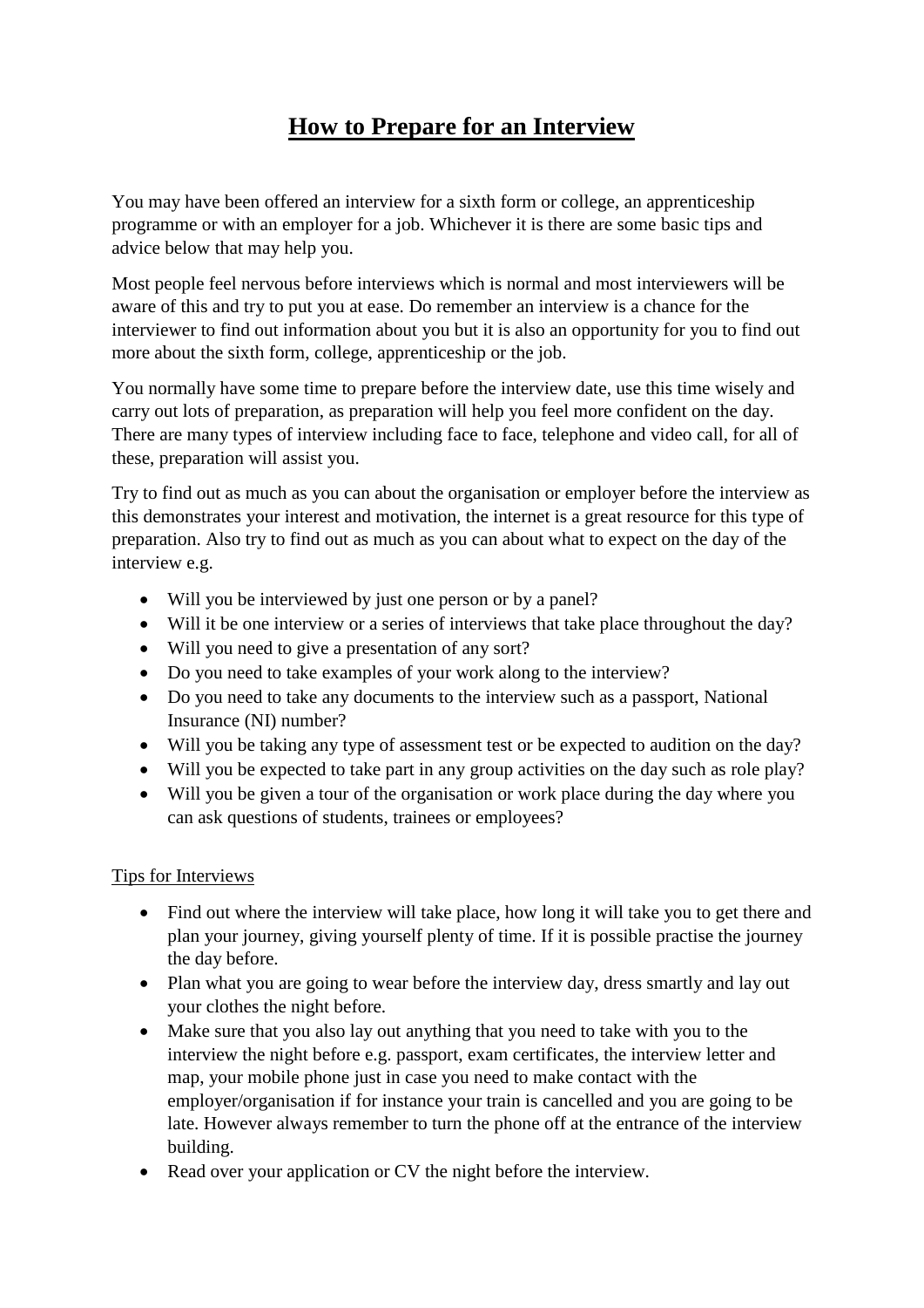# How to Prepare for an Interview

You may have been offered an interview for a sixth form or college, an apprenticeship programme or with an employer for a job. Whichever it is there are some basic tips and advice below that may help you.

Most people feel nervous before interviews which is normal and most interviewers will be aware of this and try to put you at ease. Do remember an interview is a chance for the interviewer to find out information about you but it is also an opportunity for you to find out more about the sixth form, college, apprenticeship or the job.

You normally have some time to prepare before the interview date, use this time wisely and carry out lots of preparation, as preparation will help you feel more confident on the day. There are many types of interview including face to face, telephone and video call, for all of these, preparation will assist you.

Try to find out as much as you can about the organisation or employer before the interview as this demonstrates your interest and motivation, the internet is a great resource for this type of preparation. Also try to find out as much as you can about what to expect on the day of the interview e.g.

- Will you be interviewed by just one person or by a panel?
- Will it be one interview or a series of interviews that take place throughout the day?
- Will you need to give a presentation of any sort?
- Do you need to take examples of your work along to the interview?
- Do you need to take any documents to the interview such as a passport, National Insurance (NI) number?
- Will you be taking any type of assessment test or be expected to audition on the day?
- Will you be expected to take part in any group activities on the day such as role play?
- Will you be given a tour of the organisation or work place during the day where you can ask questions of students, trainees or employees?

## Tips for Interviews

- Find out where the interview will take place, how long it will take you to get there and plan your journey, giving yourself plenty of time. If it is possible practise the journey the day before.
- Plan what you are going to wear before the interview day, dress smartly and lay out your clothes the night before.
- Make sure that you also lay out anything that you need to take with you to the interview the night before e.g. passport, exam certificates, the interview letter and map, your mobile phone just in case you need to make contact with the employer/organisation if for instance your train is cancelled and you are going to be late. However always remember to turn the phone off at the entrance of the interview building.
- Read over your application or CV the night before the interview.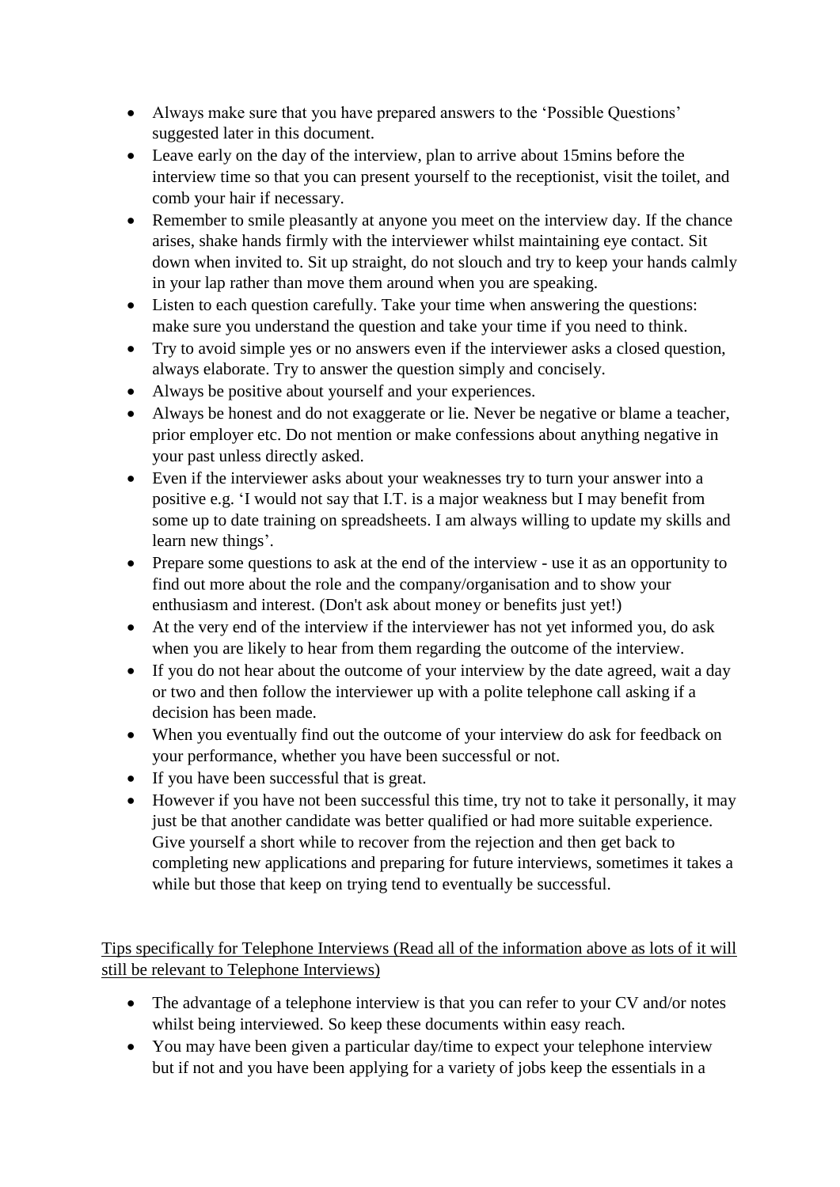- Always make sure that you have prepared answers to the 'Possible Questions' suggested later in this document.
- Leave early on the day of the interview, plan to arrive about 15mins before the interview time so that you can present yourself to the receptionist, visit the toilet, and comb your hair if necessary.
- Remember to smile pleasantly at anyone you meet on the interview day. If the chance arises, shake hands firmly with the interviewer whilst maintaining eye contact. Sit down when invited to. Sit up straight, do not slouch and try to keep your hands calmly in your lap rather than move them around when you are speaking.
- Listen to each question carefully. Take your time when answering the questions: make sure you understand the question and take your time if you need to think.
- Try to avoid simple yes or no answers even if the interviewer asks a closed question, always elaborate. Try to answer the question simply and concisely.
- Always be positive about yourself and your experiences.
- Always be honest and do not exaggerate or lie. Never be negative or blame a teacher, prior employer etc. Do not mention or make confessions about anything negative in your past unless directly asked.
- Even if the interviewer asks about your weaknesses try to turn your answer into a positive e.g. 'I would not say that I.T. is a major weakness but I may benefit from some up to date training on spreadsheets. I am always willing to update my skills and learn new things'.
- Prepare some questions to ask at the end of the interview - use it as an opportunity to find out more about the role and the company/organisation and to show your enthusiasm and interest. (Don't ask about money or benefits just yet!)
- At the very end of the interview if the interviewer has not yet informed you, do ask when you are likely to hear from them regarding the outcome of the interview.
- If you do not hear about the outcome of your interview by the date agreed, wait a day or two and then follow the interviewer up with a polite telephone call asking if a decision has been made.
- When you eventually find out the outcome of your interview do ask for feedback on your performance, whether you have been successful or not.
- If you have been successful that is great.
- However if you have not been successful this time, try not to take it personally, it may just be that another candidate was better qualified or had more suitable experience. Give yourself a short while to recover from the rejection and then get back to completing new applications and preparing for future interviews, sometimes it takes a while but those that keep on trying tend to eventually be successful.

<u>Tips specifically for Telephone Interviews (Read all of the information above as lots of it will still be relevant to Telephone Interviews)</u>

- The advantage of a telephone interview is that you can refer to your CV and/or notes whilst being interviewed. So keep these documents within easy reach.
- You may have been given a particular day/time to expect your telephone interview but if not and you have been applying for a variety of jobs keep the essentials in a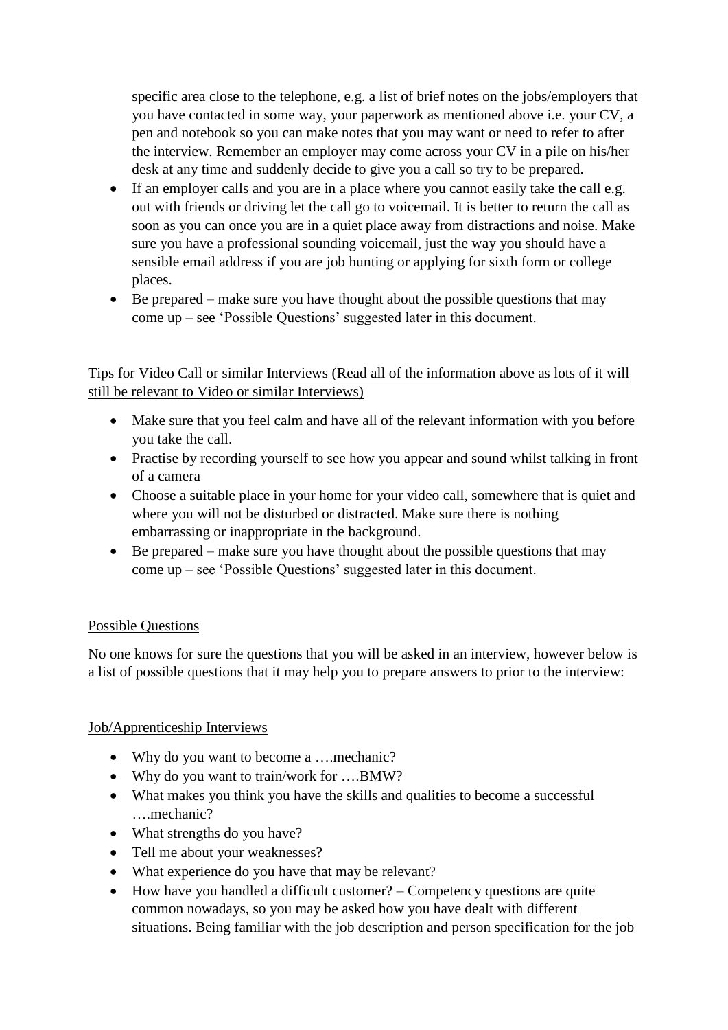specific area close to the telephone, e.g. a list of brief notes on the jobs/employers that you have contacted in some way, your paperwork as mentioned above i.e. your CV, a pen and notebook so you can make notes that you may want or need to refer to after the interview. Remember an employer may come across your CV in a pile on his/her desk at any time and suddenly decide to give you a call so try to be prepared.

- If an employer calls and you are in a place where you cannot easily take the call e.g. out with friends or driving let the call go to voicemail. It is better to return the call as soon as you can once you are in a quiet place away from distractions and noise. Make sure you have a professional sounding voicemail, just the way you should have a sensible email address if you are job hunting or applying for sixth form or college places.
- Be prepared – make sure you have thought about the possible questions that may come up – see 'Possible Questions' suggested later in this document.

<u>Tips for Video Call or similar Interviews (Read all of the information above as lots of it will still be relevant to Video or similar Interviews)</u>

- Make sure that you feel calm and have all of the relevant information with you before you take the call.
- Practise by recording yourself to see how you appear and sound whilst talking in front of a camera
- Choose a suitable place in your home for your video call, somewhere that is quiet and where you will not be disturbed or distracted. Make sure there is nothing embarrassing or inappropriate in the background.
- Be prepared – make sure you have thought about the possible questions that may come up – see 'Possible Questions' suggested later in this document.

<u>Possible Questions</u>

No one knows for sure the questions that you will be asked in an interview, however below is a list of possible questions that it may help you to prepare answers to prior to the interview:

<u>Job/Apprenticeship Interviews</u>

- Why do you want to become a ….mechanic?
- Why do you want to train/work for ….BMW?
- What makes you think you have the skills and qualities to become a successful ….mechanic?
- What strengths do you have?
- Tell me about your weaknesses?
- What experience do you have that may be relevant?
- How have you handled a difficult customer? – Competency questions are quite common nowadays, so you may be asked how you have dealt with different situations. Being familiar with the job description and person specification for the job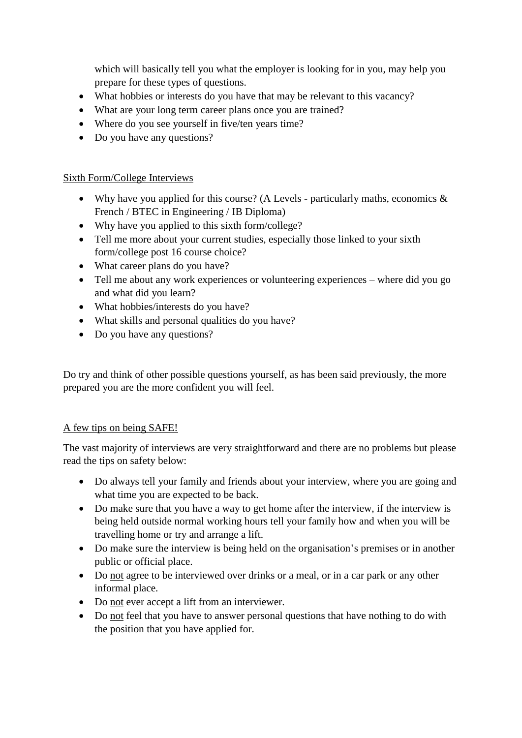which will basically tell you what the employer is looking for in you, may help you prepare for these types of questions.

- What hobbies or interests do you have that may be relevant to this vacancy?
- What are your long term career plans once you are trained?
- Where do you see yourself in five/ten years time?
- Do you have any questions?

<u>Sixth Form/College Interviews</u>

- Why have you applied for this course? (A Levels - particularly maths, economics & French / BTEC in Engineering / IB Diploma)
- Why have you applied to this sixth form/college?
- Tell me more about your current studies, especially those linked to your sixth form/college post 16 course choice?
- What career plans do you have?
- Tell me about any work experiences or volunteering experiences – where did you go and what did you learn?
- What hobbies/interests do you have?
- What skills and personal qualities do you have?
- Do you have any questions?

Do try and think of other possible questions yourself, as has been said previously, the more prepared you are the more confident you will feel.

<u>A few tips on being SAFE!</u>

The vast majority of interviews are very straightforward and there are no problems but please read the tips on safety below:

- Do always tell your family and friends about your interview, where you are going and what time you are expected to be back.
- Do make sure that you have a way to get home after the interview, if the interview is being held outside normal working hours tell your family how and when you will be travelling home or try and arrange a lift.
- Do make sure the interview is being held on the organisation's premises or in another public or official place.
- Do <u>not</u> agree to be interviewed over drinks or a meal, or in a car park or any other informal place.
- Do <u>not</u> ever accept a lift from an interviewer.
- Do <u>not</u> feel that you have to answer personal questions that have nothing to do with the position that you have applied for.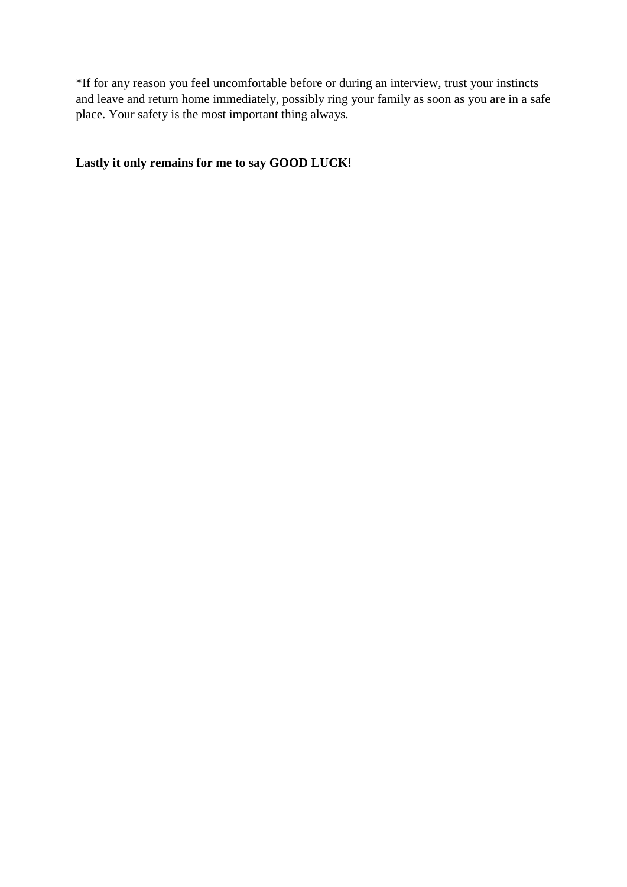*If for any reason you feel uncomfortable before or during an interview, trust your instincts and leave and return home immediately, possibly ring your family as soon as you are in a safe place. Your safety is the most important thing always.

**Lastly it only remains for me to say GOOD LUCK!**